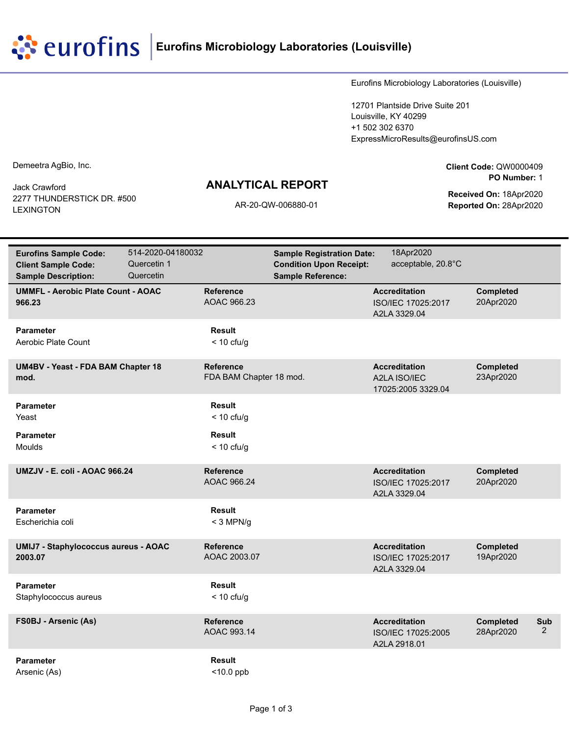**eurofins** | **Eurofins Microbiology Laboratories (Louisville)**

Eurofins Microbiology Laboratories (Louisville)

12701 Plantside Drive Suite 201
Louisville, KY 40299
+1 502 302 6370
ExpressMicroResults@eurofinsUS.com

Demeetra AgBio, Inc.

Jack Crawford
2277 THUNDERSTICK DR. #500
LEXINGTON

## ANALYTICAL REPORT

AR-20-QW-006880-01

**Client Code:** QW0000409
**PO Number:** 1

**Received On:** 18Apr2020
**Reported On:** 28Apr2020

| | | | |
|---|---|---|---|
| **Eurofins Sample Code:** | 514-2020-04180032 | **Sample Registration Date:** | 18Apr2020 |
| **Client Sample Code:** | Quercetin 1 | **Condition Upon Receipt:** | acceptable, 20.8°C |
| **Sample Description:** | Quercetin | **Sample Reference:** | |

| **UMMFL - Aerobic Plate Count - AOAC 966.23** | **Reference** | **Accreditation** | **Completed** |
|---|---|---|---|
| | AOAC 966.23 | ISO/IEC 17025:2017 A2LA 3329.04 | 20Apr2020 |

| **Parameter** | **Result** |
|---|---|
| Aerobic Plate Count | < 10 cfu/g |

| **UM4BV - Yeast - FDA BAM Chapter 18 mod.** | **Reference** | **Accreditation** | **Completed** |
|---|---|---|---|
| | FDA BAM Chapter 18 mod. | A2LA ISO/IEC 17025:2005 3329.04 | 23Apr2020 |

| **Parameter** | **Result** |
|---|---|
| Yeast | < 10 cfu/g |
| Moulds | < 10 cfu/g |

| **UMZJV - E. coli - AOAC 966.24** | **Reference** | **Accreditation** | **Completed** |
|---|---|---|---|
| | AOAC 966.24 | ISO/IEC 17025:2017 A2LA 3329.04 | 20Apr2020 |

| **Parameter** | **Result** |
|---|---|
| Escherichia coli | < 3 MPN/g |

| **UMIJ7 - Staphylococcus aureus - AOAC 2003.07** | **Reference** | **Accreditation** | **Completed** |
|---|---|---|---|
| | AOAC 2003.07 | ISO/IEC 17025:2017 A2LA 3329.04 | 19Apr2020 |

| **Parameter** | **Result** |
|---|---|
| Staphylococcus aureus | < 10 cfu/g |

| **FS0BJ - Arsenic (As)** | **Reference** | **Accreditation** | **Completed** | **Sub** |
|---|---|---|---|---|
| | AOAC 993.14 | ISO/IEC 17025:2005 A2LA 2918.01 | 28Apr2020 | 2 |

| **Parameter** | **Result** |
|---|---|
| Arsenic (As) | <10.0 ppb |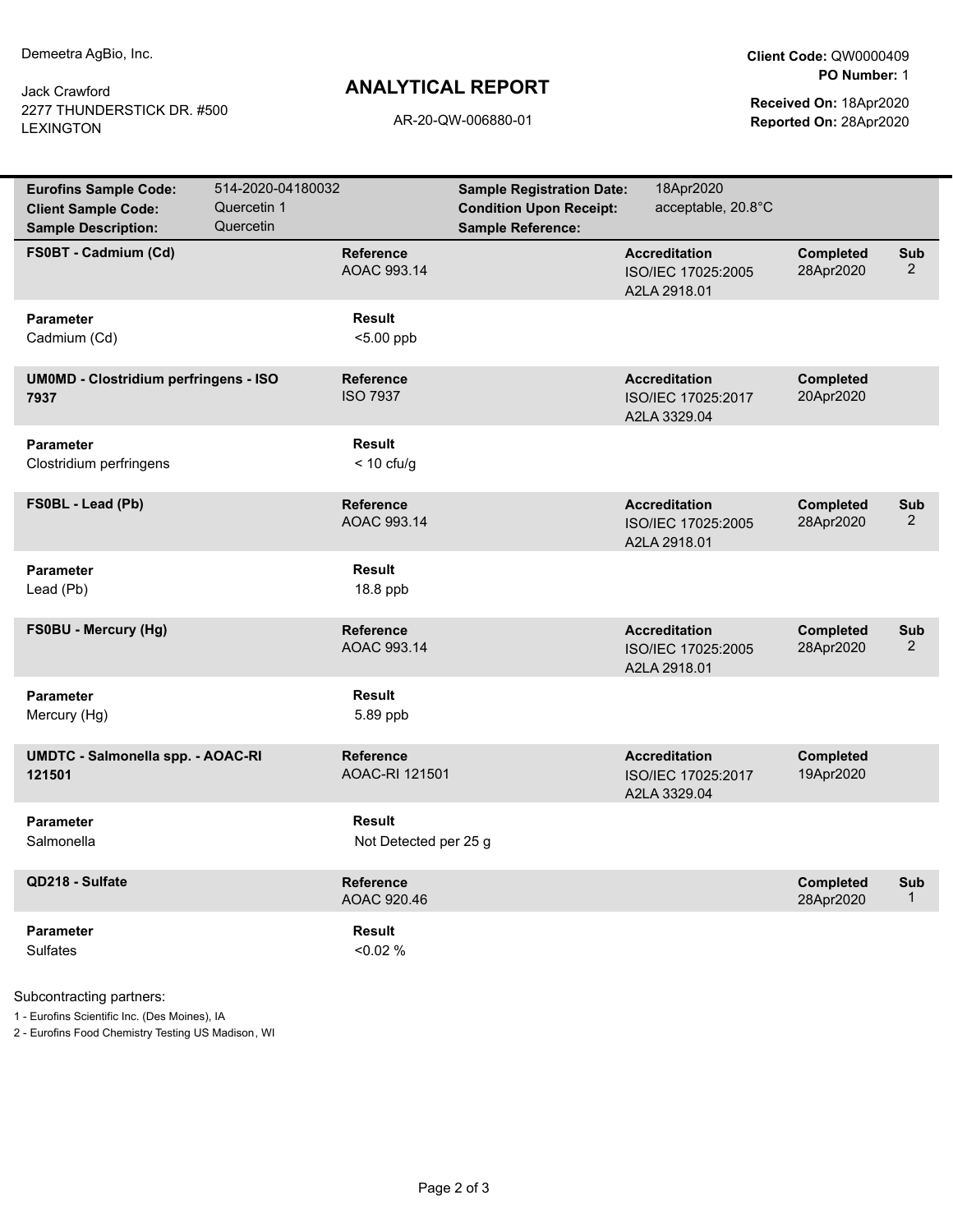Demeetra AgBio, Inc.

Jack Crawford
2277 THUNDERSTICK DR. #500
LEXINGTON

# ANALYTICAL REPORT

AR-20-QW-006880-01

**Client Code:** QW0000409
**PO Number:** 1

**Received On:** 18Apr2020
**Reported On:** 28Apr2020

| | | | |
|---|---|---|---|
| **Eurofins Sample Code:** | 514-2020-04180032 | **Sample Registration Date:** | 18Apr2020 |
| **Client Sample Code:** | Quercetin 1 | **Condition Upon Receipt:** | acceptable, 20.8°C |
| **Sample Description:** | Quercetin | **Sample Reference:** | |

| **FS0BT - Cadmium (Cd)** | **Reference** | **Accreditation** | **Completed** | **Sub** |
|---|---|---|---|---|
| | AOAC 993.14 | ISO/IEC 17025:2005 A2LA 2918.01 | 28Apr2020 | 2 |

| **Parameter** | **Result** |
|---|---|
| Cadmium (Cd) | <5.00 ppb |

| **UM0MD - Clostridium perfringens - ISO 7937** | **Reference** | **Accreditation** | **Completed** |
|---|---|---|---|
| | ISO 7937 | ISO/IEC 17025:2017 A2LA 3329.04 | 20Apr2020 |

| **Parameter** | **Result** |
|---|---|
| Clostridium perfringens | < 10 cfu/g |

| **FS0BL - Lead (Pb)** | **Reference** | **Accreditation** | **Completed** | **Sub** |
|---|---|---|---|---|
| | AOAC 993.14 | ISO/IEC 17025:2005 A2LA 2918.01 | 28Apr2020 | 2 |

| **Parameter** | **Result** |
|---|---|
| Lead (Pb) | 18.8 ppb |

| **FS0BU - Mercury (Hg)** | **Reference** | **Accreditation** | **Completed** | **Sub** |
|---|---|---|---|---|
| | AOAC 993.14 | ISO/IEC 17025:2005 A2LA 2918.01 | 28Apr2020 | 2 |

| **Parameter** | **Result** |
|---|---|
| Mercury (Hg) | 5.89 ppb |

| **UMDTC - Salmonella spp. - AOAC-RI 121501** | **Reference** | **Accreditation** | **Completed** |
|---|---|---|---|
| | AOAC-RI 121501 | ISO/IEC 17025:2017 A2LA 3329.04 | 19Apr2020 |

| **Parameter** | **Result** |
|---|---|
| Salmonella | Not Detected per 25 g |

| **QD218 - Sulfate** | **Reference** | **Completed** | **Sub** |
|---|---|---|---|
| | AOAC 920.46 | 28Apr2020 | 1 |

| **Parameter** | **Result** |
|---|---|
| Sulfates | <0.02 % |

Subcontracting partners:

1 - Eurofins Scientific Inc. (Des Moines), IA
2 - Eurofins Food Chemistry Testing US Madison, WI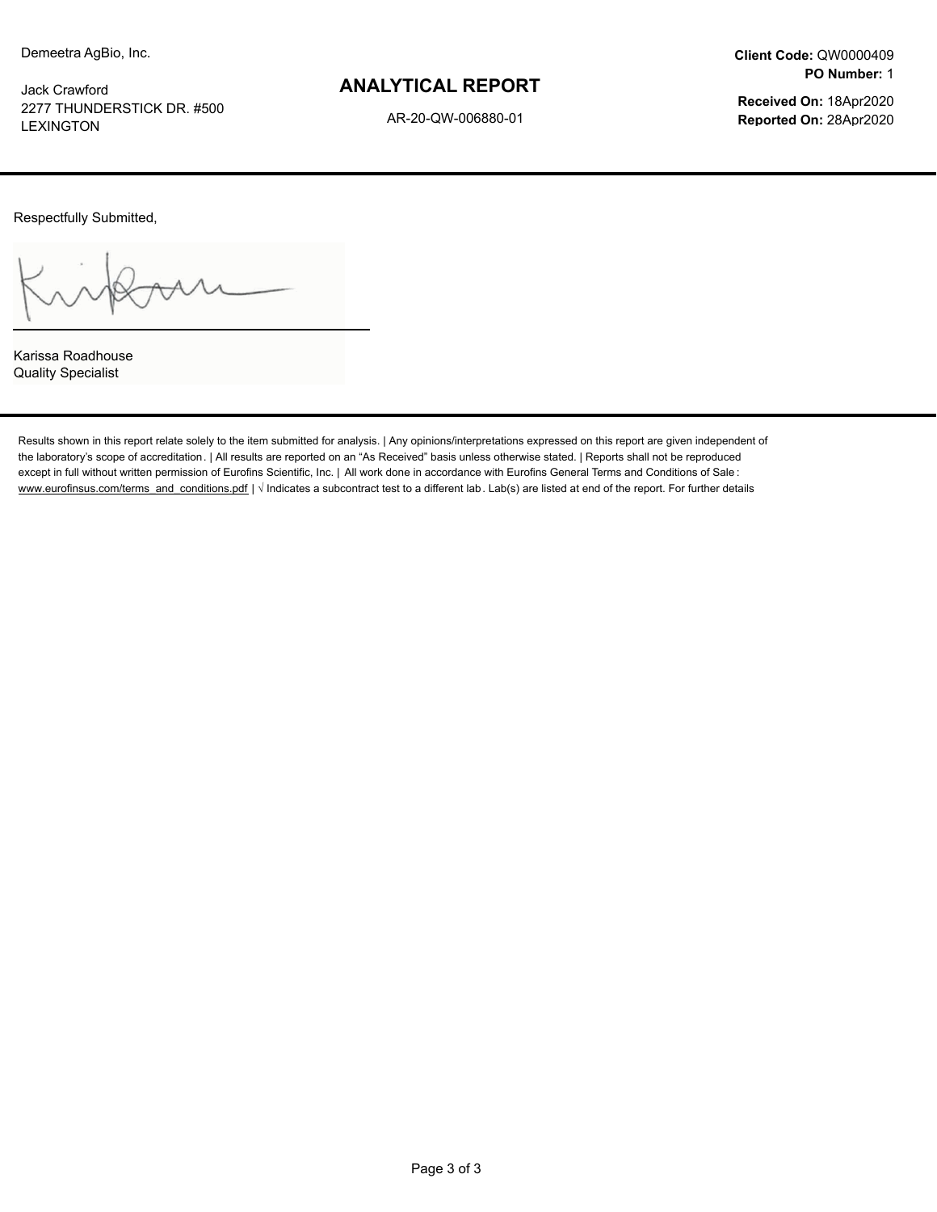Demeetra AgBio, Inc.

Jack Crawford
2277 THUNDERSTICK DR. #500
LEXINGTON

## ANALYTICAL REPORT

AR-20-QW-006880-01

**Client Code:** QW0000409
**PO Number:** 1

**Received On:** 18Apr2020
**Reported On:** 28Apr2020

---

Respectfully Submitted,

Karissa Roadhouse
Quality Specialist

---

Results shown in this report relate solely to the item submitted for analysis. | Any opinions/interpretations expressed on this report are given independent of the laboratory's scope of accreditation. | All results are reported on an "As Received" basis unless otherwise stated. | Reports shall not be reproduced except in full without written permission of Eurofins Scientific, Inc. | All work done in accordance with Eurofins General Terms and Conditions of Sale : www.eurofinsus.com/terms_and_conditions.pdf | √ Indicates a subcontract test to a different lab. Lab(s) are listed at end of the report. For further details